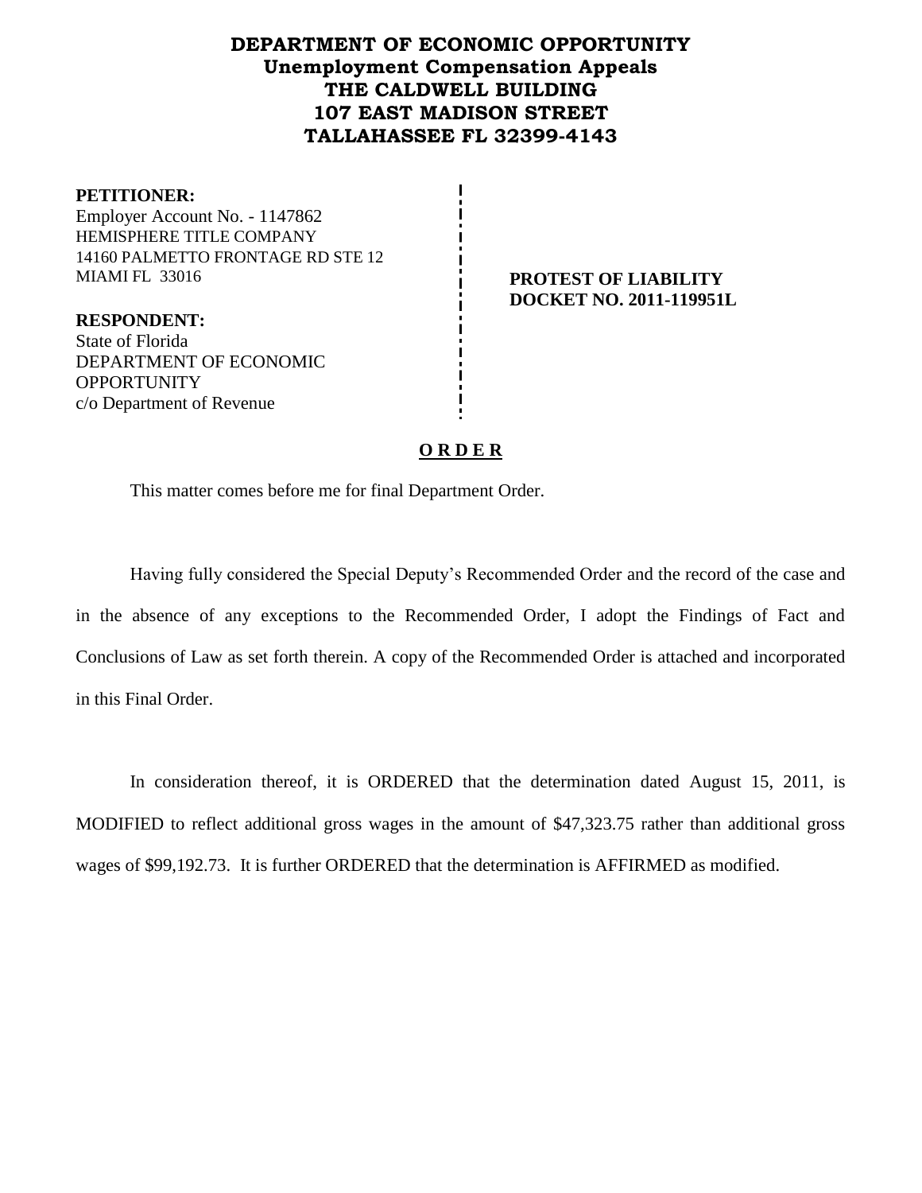# DEPARTMENT OF ECONOMIC OPPORTUNITY
## Unemployment Compensation Appeals
## THE CALDWELL BUILDING
## 107 EAST MADISON STREET
## TALLAHASSEE FL 32399-4143

**PETITIONER:**
Employer Account No. - 1147862
HEMISPHERE TITLE COMPANY
14160 PALMETTO FRONTAGE RD STE 12
MIAMI FL 33016

**RESPONDENT:**
State of Florida
DEPARTMENT OF ECONOMIC OPPORTUNITY
c/o Department of Revenue

**PROTEST OF LIABILITY**
**DOCKET NO. 2011-119951L**

**O R D E R**

This matter comes before me for final Department Order.

Having fully considered the Special Deputy's Recommended Order and the record of the case and in the absence of any exceptions to the Recommended Order, I adopt the Findings of Fact and Conclusions of Law as set forth therein. A copy of the Recommended Order is attached and incorporated in this Final Order.

In consideration thereof, it is ORDERED that the determination dated August 15, 2011, is MODIFIED to reflect additional gross wages in the amount of $47,323.75 rather than additional gross wages of $99,192.73. It is further ORDERED that the determination is AFFIRMED as modified.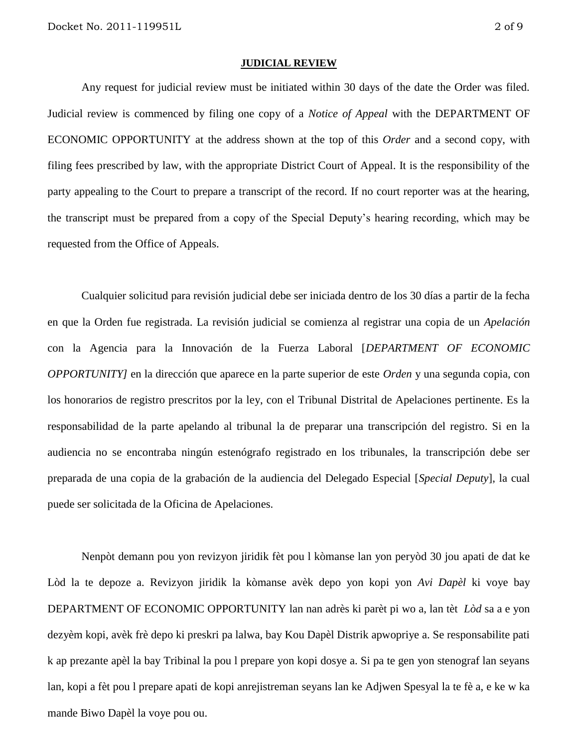**JUDICIAL REVIEW**

Any request for judicial review must be initiated within 30 days of the date the Order was filed. Judicial review is commenced by filing one copy of a *Notice of Appeal* with the DEPARTMENT OF ECONOMIC OPPORTUNITY at the address shown at the top of this *Order* and a second copy, with filing fees prescribed by law, with the appropriate District Court of Appeal. It is the responsibility of the party appealing to the Court to prepare a transcript of the record. If no court reporter was at the hearing, the transcript must be prepared from a copy of the Special Deputy's hearing recording, which may be requested from the Office of Appeals.

Cualquier solicitud para revisión judicial debe ser iniciada dentro de los 30 días a partir de la fecha en que la Orden fue registrada. La revisión judicial se comienza al registrar una copia de un *Apelación* con la Agencia para la Innovación de la Fuerza Laboral [*DEPARTMENT OF ECONOMIC OPPORTUNITY]* en la dirección que aparece en la parte superior de este *Orden* y una segunda copia, con los honorarios de registro prescritos por la ley, con el Tribunal Distrital de Apelaciones pertinente. Es la responsabilidad de la parte apelando al tribunal la de preparar una transcripción del registro. Si en la audiencia no se encontraba ningún estenógrafo registrado en los tribunales, la transcripción debe ser preparada de una copia de la grabación de la audiencia del Delegado Especial [*Special Deputy*], la cual puede ser solicitada de la Oficina de Apelaciones.

Nenpòt demann pou yon revizyon jiridik fèt pou l kòmanse lan yon peryòd 30 jou apati de dat ke Lòd la te depoze a. Revizyon jiridik la kòmanse avèk depo yon kopi yon *Avi Dapèl* ki voye bay DEPARTMENT OF ECONOMIC OPPORTUNITY lan nan adrès ki parèt pi wo a, lan tèt *Lòd* sa a e yon dezyèm kopi, avèk frè depo ki preskri pa lalwa, bay Kou Dapèl Distrik apwopriye a. Se responsabilite pati k ap prezante apèl la bay Tribinal la pou l prepare yon kopi dosye a. Si pa te gen yon stenograf lan seyans lan, kopi a fèt pou l prepare apati de kopi anrejistreman seyans lan ke Adjwen Spesyal la te fè a, e ke w ka mande Biwo Dapèl la voye pou ou.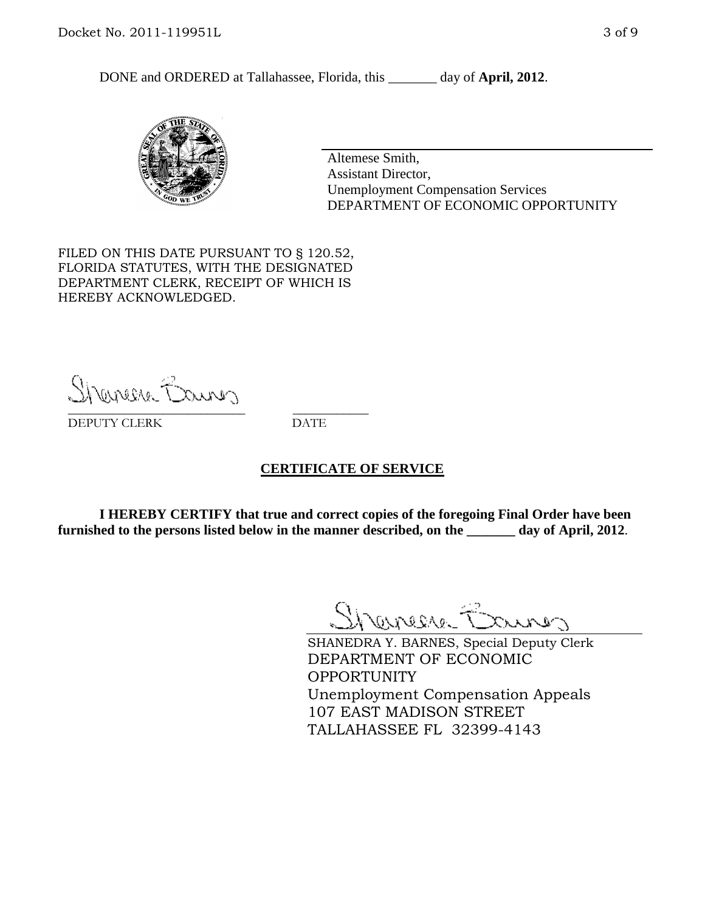DONE and ORDERED at Tallahassee, Florida, this _______ day of **April, 2012**.

Altemese Smith,
Assistant Director,
Unemployment Compensation Services
DEPARTMENT OF ECONOMIC OPPORTUNITY

FILED ON THIS DATE PURSUANT TO § 120.52, FLORIDA STATUTES, WITH THE DESIGNATED DEPARTMENT CLERK, RECEIPT OF WHICH IS HEREBY ACKNOWLEDGED.

___________________________ ___________
DEPUTY CLERK DATE

## CERTIFICATE OF SERVICE

**I HEREBY CERTIFY that true and correct copies of the foregoing Final Order have been furnished to the persons listed below in the manner described, on the _______ day of April, 2012**.

SHANEDRA Y. BARNES, Special Deputy Clerk
DEPARTMENT OF ECONOMIC OPPORTUNITY
Unemployment Compensation Appeals
107 EAST MADISON STREET
TALLAHASSEE FL 32399-4143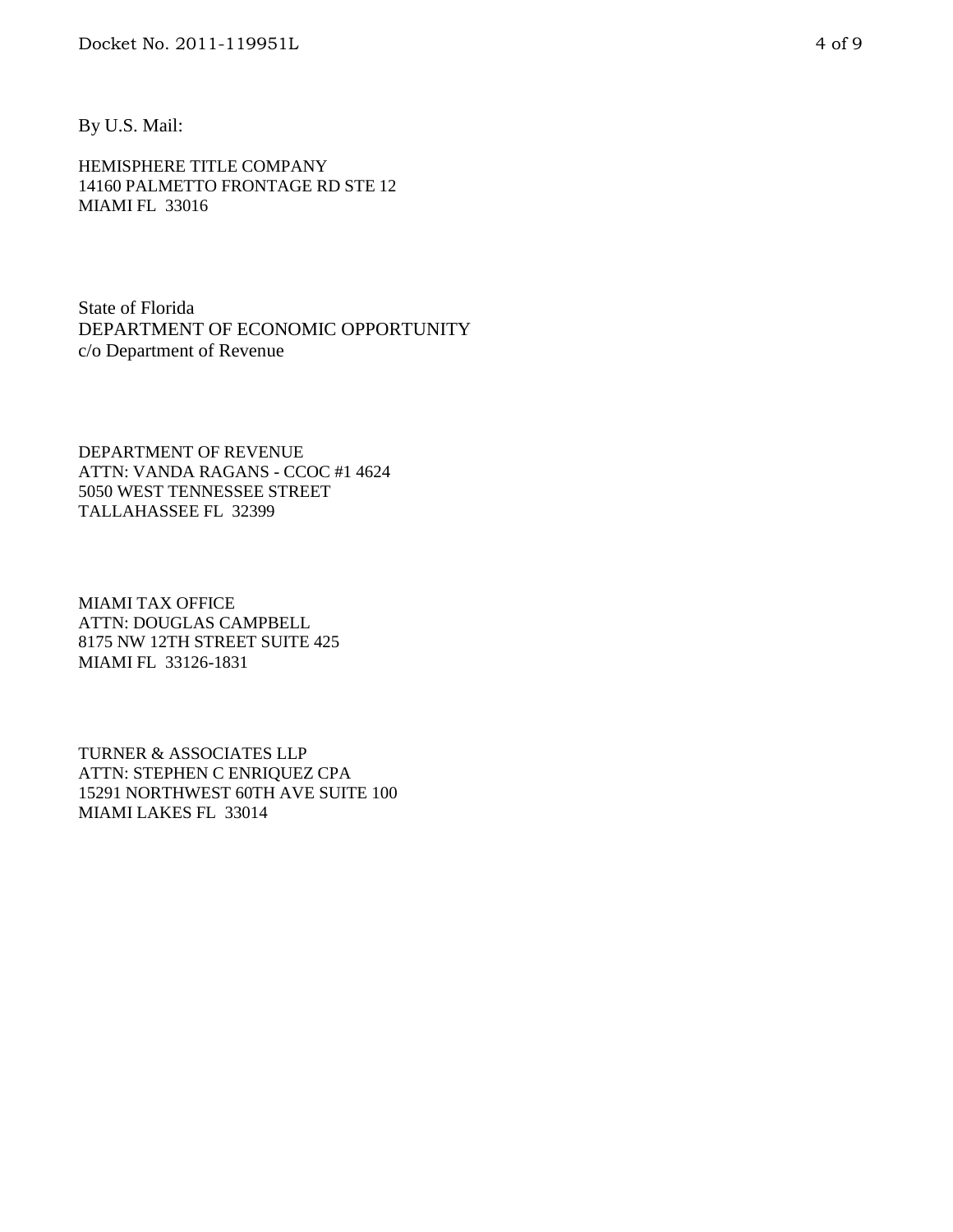By U.S. Mail:

HEMISPHERE TITLE COMPANY
14160 PALMETTO FRONTAGE RD STE 12
MIAMI FL 33016

State of Florida
DEPARTMENT OF ECONOMIC OPPORTUNITY
c/o Department of Revenue

DEPARTMENT OF REVENUE
ATTN: VANDA RAGANS - CCOC #1 4624
5050 WEST TENNESSEE STREET
TALLAHASSEE FL 32399

MIAMI TAX OFFICE
ATTN: DOUGLAS CAMPBELL
8175 NW 12TH STREET SUITE 425
MIAMI FL 33126-1831

TURNER & ASSOCIATES LLP
ATTN: STEPHEN C ENRIQUEZ CPA
15291 NORTHWEST 60TH AVE SUITE 100
MIAMI LAKES FL 33014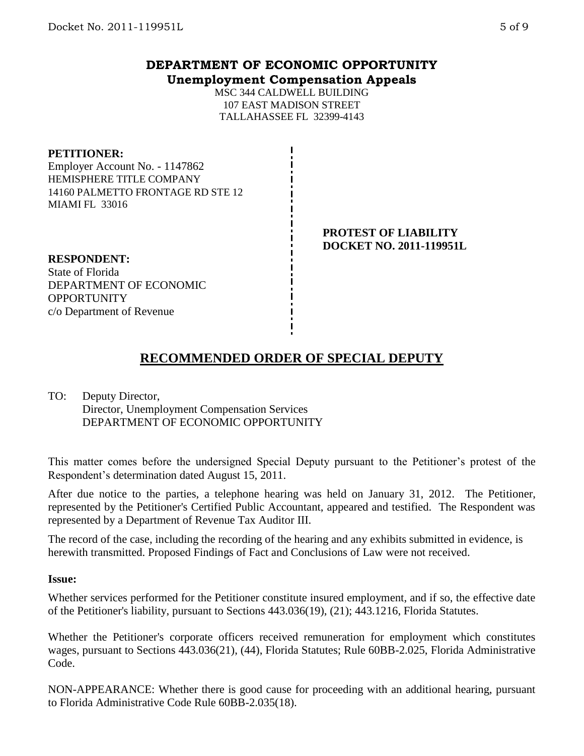**DEPARTMENT OF ECONOMIC OPPORTUNITY**
**Unemployment Compensation Appeals**

MSC 344 CALDWELL BUILDING
107 EAST MADISON STREET
TALLAHASSEE FL 32399-4143

**PETITIONER:**
Employer Account No. - 1147862
HEMISPHERE TITLE COMPANY
14160 PALMETTO FRONTAGE RD STE 12
MIAMI FL 33016

**PROTEST OF LIABILITY**
**DOCKET NO. 2011-119951L**

**RESPONDENT:**
State of Florida
DEPARTMENT OF ECONOMIC OPPORTUNITY
c/o Department of Revenue

# RECOMMENDED ORDER OF SPECIAL DEPUTY

TO: Deputy Director,
Director, Unemployment Compensation Services
DEPARTMENT OF ECONOMIC OPPORTUNITY

This matter comes before the undersigned Special Deputy pursuant to the Petitioner's protest of the Respondent's determination dated August 15, 2011.

After due notice to the parties, a telephone hearing was held on January 31, 2012. The Petitioner, represented by the Petitioner's Certified Public Accountant, appeared and testified. The Respondent was represented by a Department of Revenue Tax Auditor III.

The record of the case, including the recording of the hearing and any exhibits submitted in evidence, is herewith transmitted. Proposed Findings of Fact and Conclusions of Law were not received.

**Issue:**

Whether services performed for the Petitioner constitute insured employment, and if so, the effective date of the Petitioner's liability, pursuant to Sections 443.036(19), (21); 443.1216, Florida Statutes.

Whether the Petitioner's corporate officers received remuneration for employment which constitutes wages, pursuant to Sections 443.036(21), (44), Florida Statutes; Rule 60BB-2.025, Florida Administrative Code.

NON-APPEARANCE: Whether there is good cause for proceeding with an additional hearing, pursuant to Florida Administrative Code Rule 60BB-2.035(18).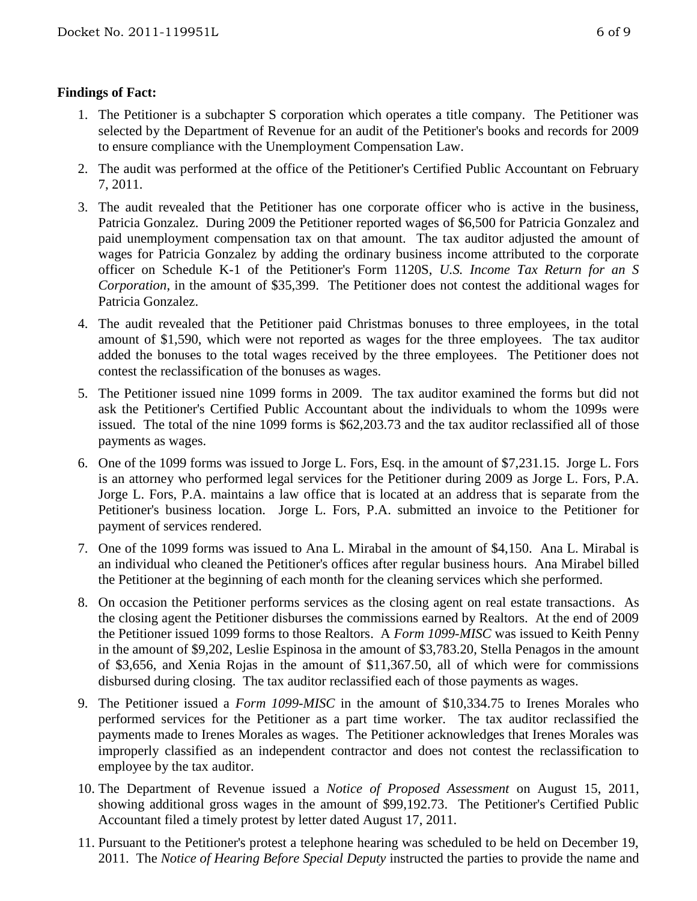**Findings of Fact:**

1. The Petitioner is a subchapter S corporation which operates a title company. The Petitioner was selected by the Department of Revenue for an audit of the Petitioner's books and records for 2009 to ensure compliance with the Unemployment Compensation Law.

2. The audit was performed at the office of the Petitioner's Certified Public Accountant on February 7, 2011.

3. The audit revealed that the Petitioner has one corporate officer who is active in the business, Patricia Gonzalez. During 2009 the Petitioner reported wages of $6,500 for Patricia Gonzalez and paid unemployment compensation tax on that amount. The tax auditor adjusted the amount of wages for Patricia Gonzalez by adding the ordinary business income attributed to the corporate officer on Schedule K-1 of the Petitioner's Form 1120S, *U.S. Income Tax Return for an S Corporation,* in the amount of $35,399. The Petitioner does not contest the additional wages for Patricia Gonzalez.

4. The audit revealed that the Petitioner paid Christmas bonuses to three employees, in the total amount of $1,590, which were not reported as wages for the three employees. The tax auditor added the bonuses to the total wages received by the three employees. The Petitioner does not contest the reclassification of the bonuses as wages.

5. The Petitioner issued nine 1099 forms in 2009. The tax auditor examined the forms but did not ask the Petitioner's Certified Public Accountant about the individuals to whom the 1099s were issued. The total of the nine 1099 forms is $62,203.73 and the tax auditor reclassified all of those payments as wages.

6. One of the 1099 forms was issued to Jorge L. Fors, Esq. in the amount of $7,231.15. Jorge L. Fors is an attorney who performed legal services for the Petitioner during 2009 as Jorge L. Fors, P.A. Jorge L. Fors, P.A. maintains a law office that is located at an address that is separate from the Petitioner's business location. Jorge L. Fors, P.A. submitted an invoice to the Petitioner for payment of services rendered.

7. One of the 1099 forms was issued to Ana L. Mirabal in the amount of $4,150. Ana L. Mirabal is an individual who cleaned the Petitioner's offices after regular business hours. Ana Mirabel billed the Petitioner at the beginning of each month for the cleaning services which she performed.

8. On occasion the Petitioner performs services as the closing agent on real estate transactions. As the closing agent the Petitioner disburses the commissions earned by Realtors. At the end of 2009 the Petitioner issued 1099 forms to those Realtors. A *Form 1099-MISC* was issued to Keith Penny in the amount of $9,202, Leslie Espinosa in the amount of $3,783.20, Stella Penagos in the amount of $3,656, and Xenia Rojas in the amount of $11,367.50, all of which were for commissions disbursed during closing. The tax auditor reclassified each of those payments as wages.

9. The Petitioner issued a *Form 1099-MISC* in the amount of $10,334.75 to Irenes Morales who performed services for the Petitioner as a part time worker. The tax auditor reclassified the payments made to Irenes Morales as wages. The Petitioner acknowledges that Irenes Morales was improperly classified as an independent contractor and does not contest the reclassification to employee by the tax auditor.

10. The Department of Revenue issued a *Notice of Proposed Assessment* on August 15, 2011, showing additional gross wages in the amount of $99,192.73. The Petitioner's Certified Public Accountant filed a timely protest by letter dated August 17, 2011.

11. Pursuant to the Petitioner's protest a telephone hearing was scheduled to be held on December 19, 2011. The *Notice of Hearing Before Special Deputy* instructed the parties to provide the name and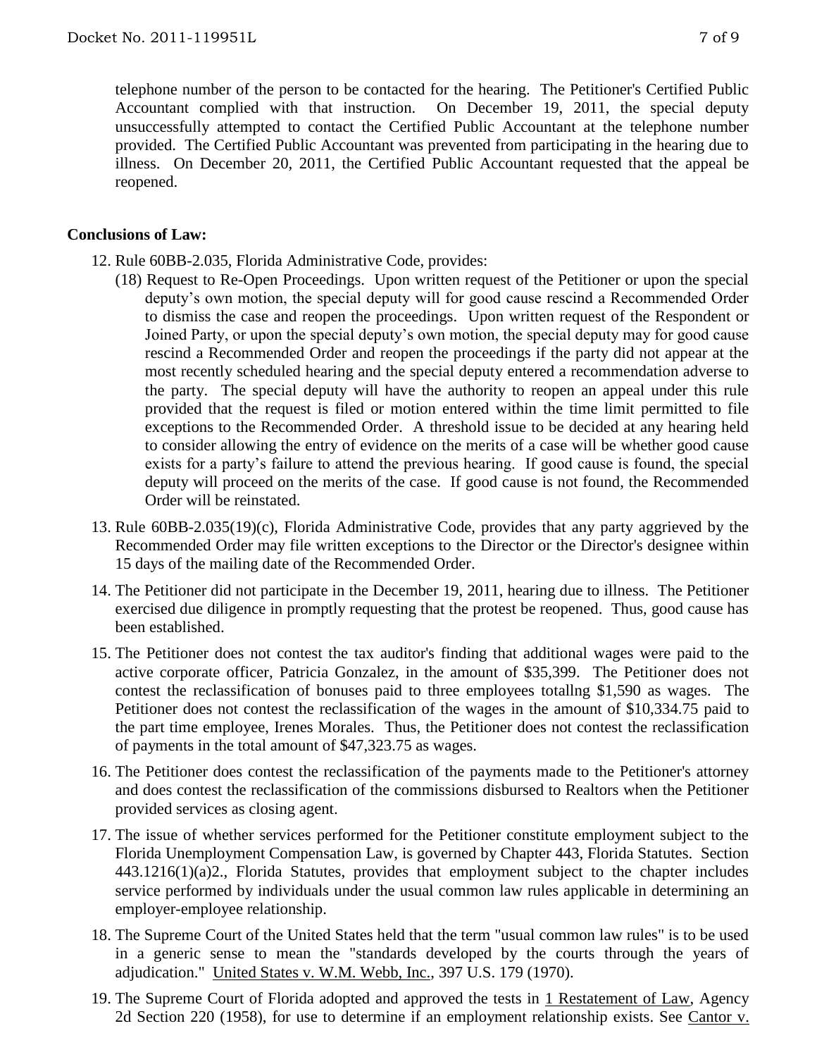telephone number of the person to be contacted for the hearing. The Petitioner's Certified Public Accountant complied with that instruction. On December 19, 2011, the special deputy unsuccessfully attempted to contact the Certified Public Accountant at the telephone number provided. The Certified Public Accountant was prevented from participating in the hearing due to illness. On December 20, 2011, the Certified Public Accountant requested that the appeal be reopened.

**Conclusions of Law:**

12. Rule 60BB-2.035, Florida Administrative Code, provides:
    (18) Request to Re-Open Proceedings. Upon written request of the Petitioner or upon the special deputy's own motion, the special deputy will for good cause rescind a Recommended Order to dismiss the case and reopen the proceedings. Upon written request of the Respondent or Joined Party, or upon the special deputy's own motion, the special deputy may for good cause rescind a Recommended Order and reopen the proceedings if the party did not appear at the most recently scheduled hearing and the special deputy entered a recommendation adverse to the party. The special deputy will have the authority to reopen an appeal under this rule provided that the request is filed or motion entered within the time limit permitted to file exceptions to the Recommended Order. A threshold issue to be decided at any hearing held to consider allowing the entry of evidence on the merits of a case will be whether good cause exists for a party's failure to attend the previous hearing. If good cause is found, the special deputy will proceed on the merits of the case. If good cause is not found, the Recommended Order will be reinstated.
13. Rule 60BB-2.035(19)(c), Florida Administrative Code, provides that any party aggrieved by the Recommended Order may file written exceptions to the Director or the Director's designee within 15 days of the mailing date of the Recommended Order.
14. The Petitioner did not participate in the December 19, 2011, hearing due to illness. The Petitioner exercised due diligence in promptly requesting that the protest be reopened. Thus, good cause has been established.
15. The Petitioner does not contest the tax auditor's finding that additional wages were paid to the active corporate officer, Patricia Gonzalez, in the amount of $35,399. The Petitioner does not contest the reclassification of bonuses paid to three employees totallng $1,590 as wages. The Petitioner does not contest the reclassification of the wages in the amount of $10,334.75 paid to the part time employee, Irenes Morales. Thus, the Petitioner does not contest the reclassification of payments in the total amount of $47,323.75 as wages.
16. The Petitioner does contest the reclassification of the payments made to the Petitioner's attorney and does contest the reclassification of the commissions disbursed to Realtors when the Petitioner provided services as closing agent.
17. The issue of whether services performed for the Petitioner constitute employment subject to the Florida Unemployment Compensation Law, is governed by Chapter 443, Florida Statutes. Section 443.1216(1)(a)2., Florida Statutes, provides that employment subject to the chapter includes service performed by individuals under the usual common law rules applicable in determining an employer-employee relationship.
18. The Supreme Court of the United States held that the term "usual common law rules" is to be used in a generic sense to mean the "standards developed by the courts through the years of adjudication." United States v. W.M. Webb, Inc., 397 U.S. 179 (1970).
19. The Supreme Court of Florida adopted and approved the tests in 1 Restatement of Law, Agency 2d Section 220 (1958), for use to determine if an employment relationship exists. See Cantor v.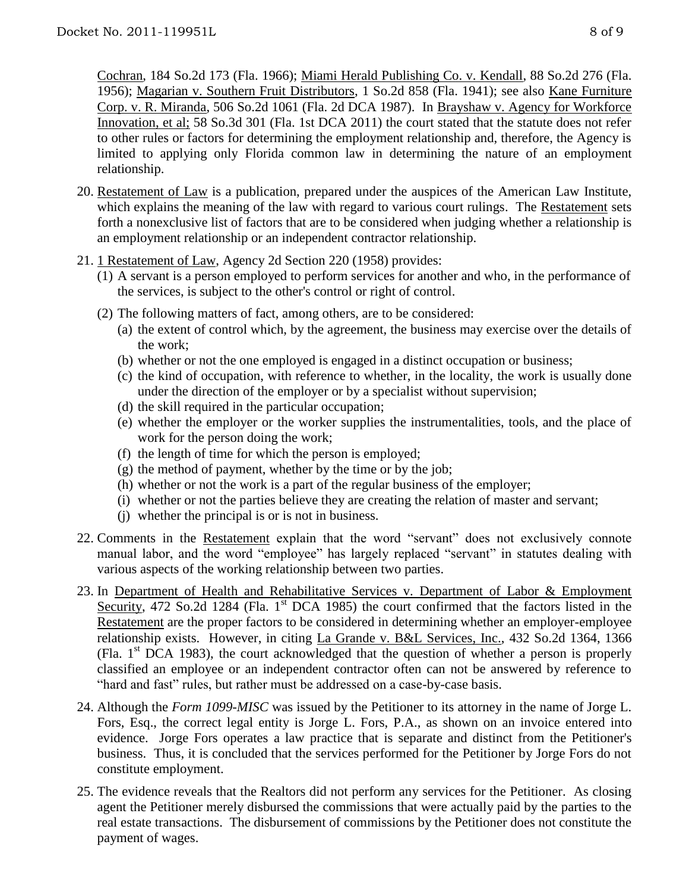Cochran, 184 So.2d 173 (Fla. 1966); Miami Herald Publishing Co. v. Kendall, 88 So.2d 276 (Fla. 1956); Magarian v. Southern Fruit Distributors, 1 So.2d 858 (Fla. 1941); see also Kane Furniture Corp. v. R. Miranda, 506 So.2d 1061 (Fla. 2d DCA 1987). In Brayshaw v. Agency for Workforce Innovation, et al; 58 So.3d 301 (Fla. 1st DCA 2011) the court stated that the statute does not refer to other rules or factors for determining the employment relationship and, therefore, the Agency is limited to applying only Florida common law in determining the nature of an employment relationship.

20. Restatement of Law is a publication, prepared under the auspices of the American Law Institute, which explains the meaning of the law with regard to various court rulings. The Restatement sets forth a nonexclusive list of factors that are to be considered when judging whether a relationship is an employment relationship or an independent contractor relationship.

21. 1 Restatement of Law, Agency 2d Section 220 (1958) provides:
    (1) A servant is a person employed to perform services for another and who, in the performance of the services, is subject to the other's control or right of control.
    (2) The following matters of fact, among others, are to be considered:
        (a) the extent of control which, by the agreement, the business may exercise over the details of the work;
        (b) whether or not the one employed is engaged in a distinct occupation or business;
        (c) the kind of occupation, with reference to whether, in the locality, the work is usually done under the direction of the employer or by a specialist without supervision;
        (d) the skill required in the particular occupation;
        (e) whether the employer or the worker supplies the instrumentalities, tools, and the place of work for the person doing the work;
        (f) the length of time for which the person is employed;
        (g) the method of payment, whether by the time or by the job;
        (h) whether or not the work is a part of the regular business of the employer;
        (i) whether or not the parties believe they are creating the relation of master and servant;
        (j) whether the principal is or is not in business.

22. Comments in the Restatement explain that the word "servant" does not exclusively connote manual labor, and the word "employee" has largely replaced "servant" in statutes dealing with various aspects of the working relationship between two parties.

23. In Department of Health and Rehabilitative Services v. Department of Labor & Employment Security, 472 So.2d 1284 (Fla. 1st DCA 1985) the court confirmed that the factors listed in the Restatement are the proper factors to be considered in determining whether an employer-employee relationship exists. However, in citing La Grande v. B&L Services, Inc., 432 So.2d 1364, 1366 (Fla. 1st DCA 1983), the court acknowledged that the question of whether a person is properly classified an employee or an independent contractor often can not be answered by reference to "hard and fast" rules, but rather must be addressed on a case-by-case basis.

24. Although the *Form 1099-MISC* was issued by the Petitioner to its attorney in the name of Jorge L. Fors, Esq., the correct legal entity is Jorge L. Fors, P.A., as shown on an invoice entered into evidence. Jorge Fors operates a law practice that is separate and distinct from the Petitioner's business. Thus, it is concluded that the services performed for the Petitioner by Jorge Fors do not constitute employment.

25. The evidence reveals that the Realtors did not perform any services for the Petitioner. As closing agent the Petitioner merely disbursed the commissions that were actually paid by the parties to the real estate transactions. The disbursement of commissions by the Petitioner does not constitute the payment of wages.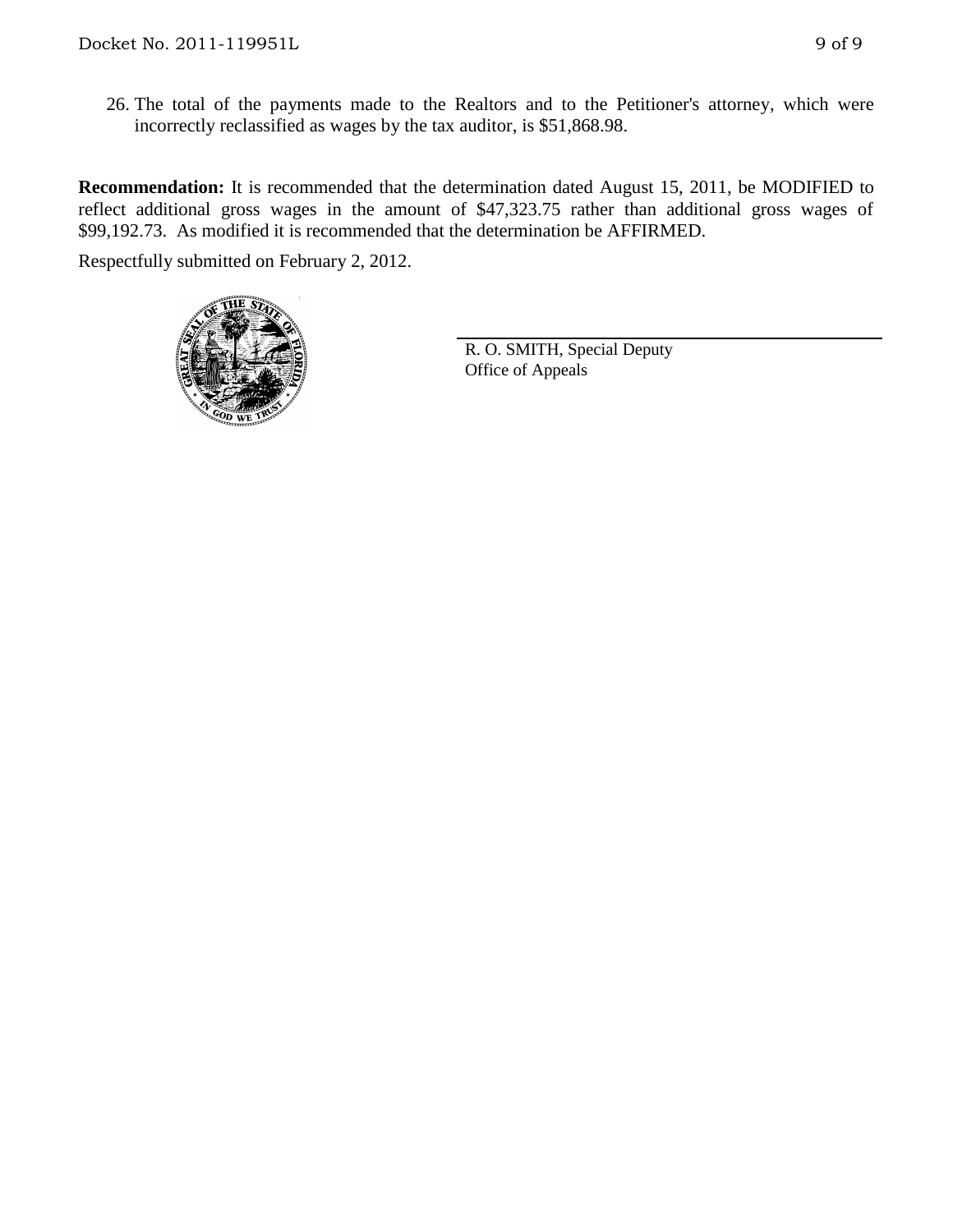26. The total of the payments made to the Realtors and to the Petitioner's attorney, which were incorrectly reclassified as wages by the tax auditor, is $51,868.98.

**Recommendation:** It is recommended that the determination dated August 15, 2011, be MODIFIED to reflect additional gross wages in the amount of $47,323.75 rather than additional gross wages of $99,192.73. As modified it is recommended that the determination be AFFIRMED.

Respectfully submitted on February 2, 2012.

R. O. SMITH, Special Deputy
Office of Appeals